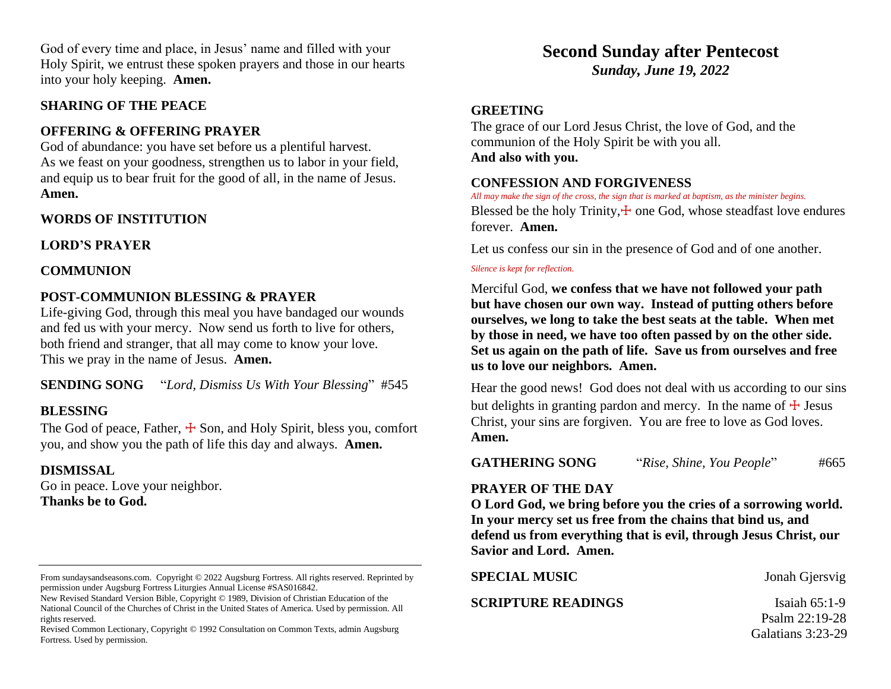God of every time and place, in Jesus' name and filled with your Holy Spirit, we entrust these spoken prayers and those in our hearts into your holy keeping. **Amen.**

**SHARING OF THE PEACE**

**OFFERING & OFFERING PRAYER**

God of abundance: you have set before us a plentiful harvest. As we feast on your goodness, strengthen us to labor in your field, and equip us to bear fruit for the good of all, in the name of Jesus. **Amen.**

**WORDS OF INSTITUTION**

**LORD'S PRAYER**

**COMMUNION**

**POST-COMMUNION BLESSING & PRAYER**

Life-giving God, through this meal you have bandaged our wounds and fed us with your mercy. Now send us forth to live for others, both friend and stranger, that all may come to know your love. This we pray in the name of Jesus. **Amen.**

**SENDING SONG** "*Lord, Dismiss Us With Your Blessing*" #545

**BLESSING**

The God of peace, Father, ☩ Son, and Holy Spirit, bless you, comfort you, and show you the path of life this day and always. **Amen.**

**DISMISSAL**

Go in peace. Love your neighbor.
**Thanks be to God.**

---

From sundaysandseasons.com. Copyright © 2022 Augsburg Fortress. All rights reserved. Reprinted by permission under Augsburg Fortress Liturgies Annual License #SAS016842.
New Revised Standard Version Bible, Copyright © 1989, Division of Christian Education of the National Council of the Churches of Christ in the United States of America. Used by permission. All rights reserved.
Revised Common Lectionary, Copyright © 1992 Consultation on Common Texts, admin Augsburg Fortress. Used by permission.

# Second Sunday after Pentecost

***Sunday, June 19, 2022***

**GREETING**

The grace of our Lord Jesus Christ, the love of God, and the communion of the Holy Spirit be with you all.
**And also with you.**

**CONFESSION AND FORGIVENESS**

*All may make the sign of the cross, the sign that is marked at baptism, as the minister begins.*

Blessed be the holy Trinity, ☩ one God, whose steadfast love endures forever. **Amen.**

Let us confess our sin in the presence of God and of one another.

*Silence is kept for reflection.*

Merciful God, **we confess that we have not followed your path but have chosen our own way. Instead of putting others before ourselves, we long to take the best seats at the table. When met by those in need, we have too often passed by on the other side. Set us again on the path of life. Save us from ourselves and free us to love our neighbors. Amen.**

Hear the good news! God does not deal with us according to our sins but delights in granting pardon and mercy. In the name of ☩ Jesus Christ, your sins are forgiven. You are free to love as God loves. **Amen.**

**GATHERING SONG** "*Rise, Shine, You People*" #665

**PRAYER OF THE DAY**

**O Lord God, we bring before you the cries of a sorrowing world. In your mercy set us free from the chains that bind us, and defend us from everything that is evil, through Jesus Christ, our Savior and Lord. Amen.**

**SPECIAL MUSIC** Jonah Gjersvig

**SCRIPTURE READINGS** Isaiah 65:1-9
Psalm 22:19-28
Galatians 3:23-29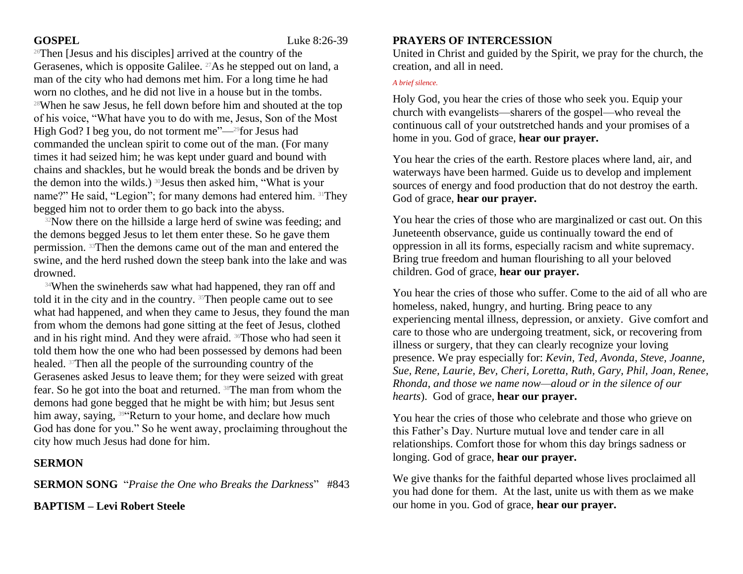**GOSPEL** Luke 8:26-39

[26]Then [Jesus and his disciples] arrived at the country of the Gerasenes, which is opposite Galilee. [27]As he stepped out on land, a man of the city who had demons met him. For a long time he had worn no clothes, and he did not live in a house but in the tombs. [28]When he saw Jesus, he fell down before him and shouted at the top of his voice, "What have you to do with me, Jesus, Son of the Most High God? I beg you, do not torment me"—[29]for Jesus had commanded the unclean spirit to come out of the man. (For many times it had seized him; he was kept under guard and bound with chains and shackles, but he would break the bonds and be driven by the demon into the wilds.) [30]Jesus then asked him, "What is your name?" He said, "Legion"; for many demons had entered him. [31]They begged him not to order them to go back into the abyss.

[32]Now there on the hillside a large herd of swine was feeding; and the demons begged Jesus to let them enter these. So he gave them permission. [33]Then the demons came out of the man and entered the swine, and the herd rushed down the steep bank into the lake and was drowned.

[34]When the swineherds saw what had happened, they ran off and told it in the city and in the country. [35]Then people came out to see what had happened, and when they came to Jesus, they found the man from whom the demons had gone sitting at the feet of Jesus, clothed and in his right mind. And they were afraid. [36]Those who had seen it told them how the one who had been possessed by demons had been healed. [37]Then all the people of the surrounding country of the Gerasenes asked Jesus to leave them; for they were seized with great fear. So he got into the boat and returned. [38]The man from whom the demons had gone begged that he might be with him; but Jesus sent him away, saying, [39]"Return to your home, and declare how much God has done for you." So he went away, proclaiming throughout the city how much Jesus had done for him.

**SERMON**

**SERMON SONG** "*Praise the One who Breaks the Darkness*" #843

**BAPTISM – Levi Robert Steele**

**PRAYERS OF INTERCESSION**

United in Christ and guided by the Spirit, we pray for the church, the creation, and all in need.

*A brief silence.*

Holy God, you hear the cries of those who seek you. Equip your church with evangelists—sharers of the gospel—who reveal the continuous call of your outstretched hands and your promises of a home in you. God of grace, **hear our prayer.**

You hear the cries of the earth. Restore places where land, air, and waterways have been harmed. Guide us to develop and implement sources of energy and food production that do not destroy the earth. God of grace, **hear our prayer.**

You hear the cries of those who are marginalized or cast out. On this Juneteenth observance, guide us continually toward the end of oppression in all its forms, especially racism and white supremacy. Bring true freedom and human flourishing to all your beloved children. God of grace, **hear our prayer.**

You hear the cries of those who suffer. Come to the aid of all who are homeless, naked, hungry, and hurting. Bring peace to any experiencing mental illness, depression, or anxiety. Give comfort and care to those who are undergoing treatment, sick, or recovering from illness or surgery, that they can clearly recognize your loving presence. We pray especially for: *Kevin, Ted, Avonda, Steve, Joanne, Sue, Rene, Laurie, Bev, Cheri, Loretta, Ruth, Gary, Phil, Joan, Renee, Rhonda, and those we name now—aloud or in the silence of our hearts*). God of grace, **hear our prayer.**

You hear the cries of those who celebrate and those who grieve on this Father's Day. Nurture mutual love and tender care in all relationships. Comfort those for whom this day brings sadness or longing. God of grace, **hear our prayer.**

We give thanks for the faithful departed whose lives proclaimed all you had done for them. At the last, unite us with them as we make our home in you. God of grace, **hear our prayer.**